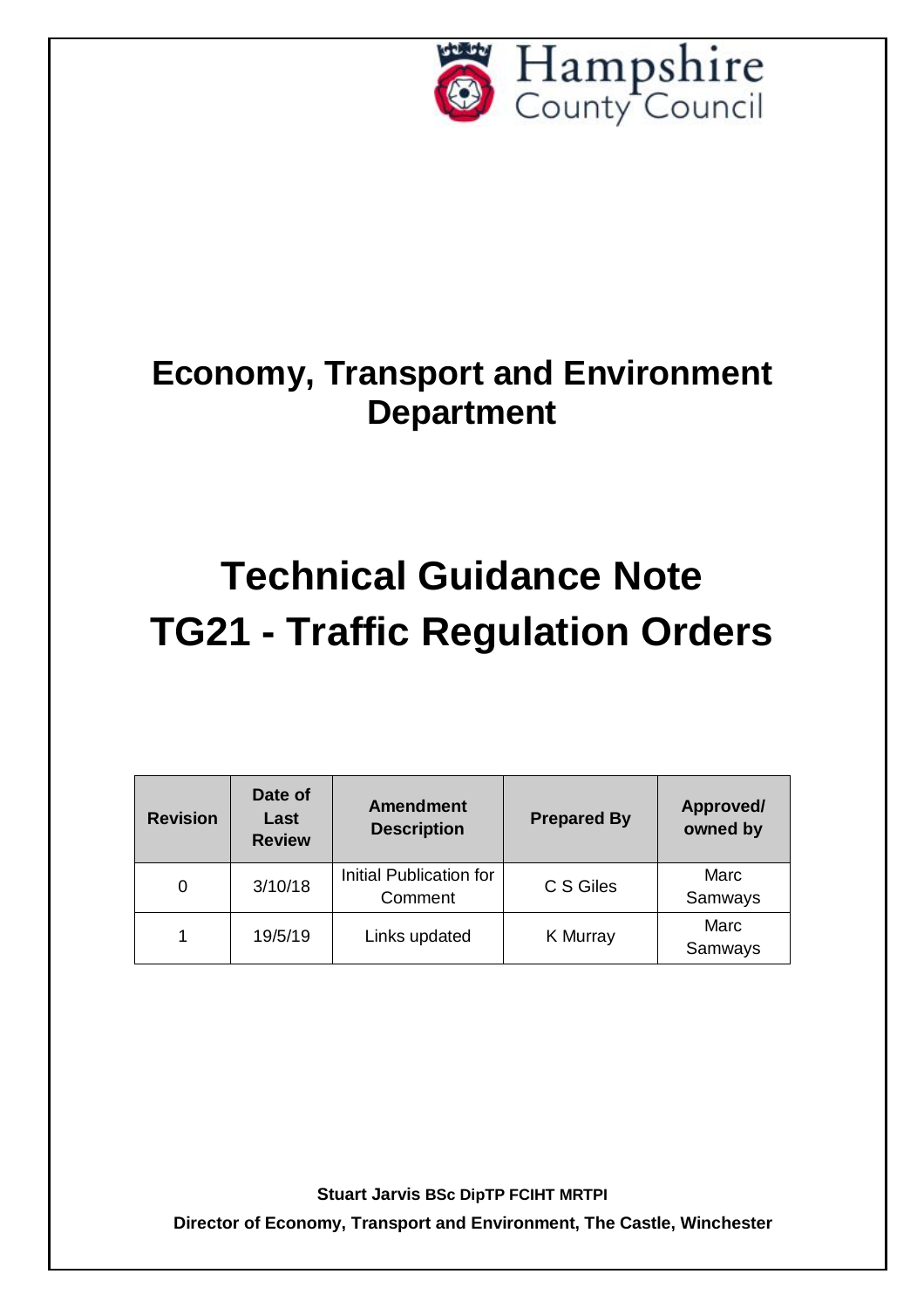Hampshire County Council

# Economy, Transport and Environment Department

# Technical Guidance Note TG21 - Traffic Regulation Orders

| Revision | Date of Last Review | Amendment Description | Prepared By | Approved/ owned by |
|---|---|---|---|---|
| 0 | 3/10/18 | Initial Publication for Comment | C S Giles | Marc Samways |
| 1 | 19/5/19 | Links updated | K Murray | Marc Samways |

**Stuart Jarvis BSc DipTP FCIHT MRTPI**

**Director of Economy, Transport and Environment, The Castle, Winchester**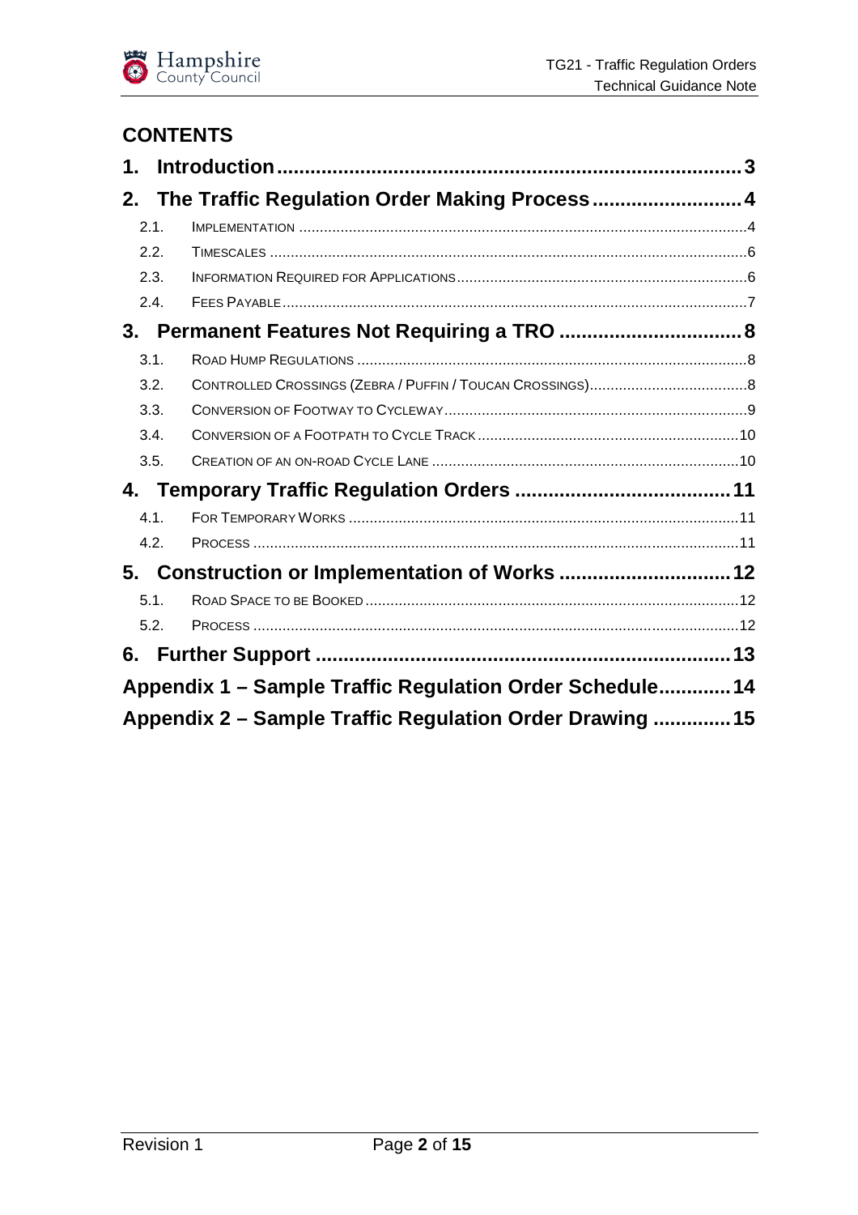## CONTENTS

1. Introduction ........................................................................................ 3
2. The Traffic Regulation Order Making Process ........................... 4
   - 2.1. Implementation ........................................................................................ 4
   - 2.2. Timescales ........................................................................................ 6
   - 2.3. Information Required for Applications ................................................ 6
   - 2.4. Fees Payable ........................................................................................ 7
3. Permanent Features Not Requiring a TRO ................................ 8
   - 3.1. Road Hump Regulations ........................................................................ 8
   - 3.2. Controlled Crossings (Zebra / Puffin / Toucan Crossings) ..................... 8
   - 3.3. Conversion of Footway to Cycleway ...................................................... 9
   - 3.4. Conversion of a Footpath to Cycle Track ............................................ 10
   - 3.5. Creation of an On-road Cycle Lane ..................................................... 10
4. Temporary Traffic Regulation Orders ...................................... 11
   - 4.1. For Temporary Works ........................................................................ 11
   - 4.2. Process ............................................................................................. 11
5. Construction or Implementation of Works ............................... 12
   - 5.1. Road Space to be Booked .................................................................. 12
   - 5.2. Process ............................................................................................. 12
6. Further Support ........................................................................ 13

Appendix 1 – Sample Traffic Regulation Order Schedule ............. 14

Appendix 2 – Sample Traffic Regulation Order Drawing .............. 15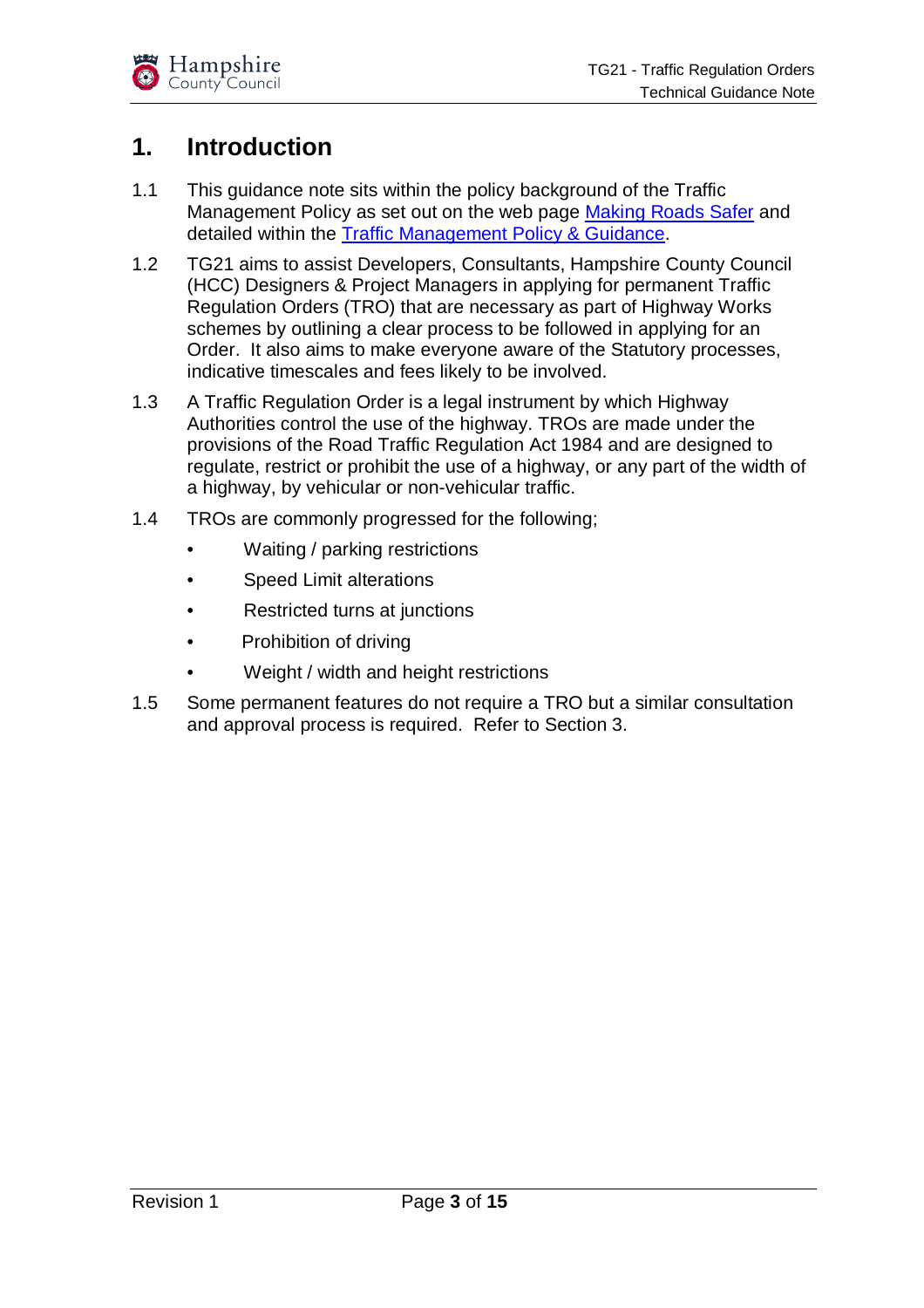# 1. Introduction

1.1 This guidance note sits within the policy background of the Traffic Management Policy as set out on the web page Making Roads Safer and detailed within the Traffic Management Policy & Guidance.

1.2 TG21 aims to assist Developers, Consultants, Hampshire County Council (HCC) Designers & Project Managers in applying for permanent Traffic Regulation Orders (TRO) that are necessary as part of Highway Works schemes by outlining a clear process to be followed in applying for an Order. It also aims to make everyone aware of the Statutory processes, indicative timescales and fees likely to be involved.

1.3 A Traffic Regulation Order is a legal instrument by which Highway Authorities control the use of the highway. TROs are made under the provisions of the Road Traffic Regulation Act 1984 and are designed to regulate, restrict or prohibit the use of a highway, or any part of the width of a highway, by vehicular or non-vehicular traffic.

1.4 TROs are commonly progressed for the following;

- Waiting / parking restrictions
- Speed Limit alterations
- Restricted turns at junctions
- Prohibition of driving
- Weight / width and height restrictions

1.5 Some permanent features do not require a TRO but a similar consultation and approval process is required. Refer to Section 3.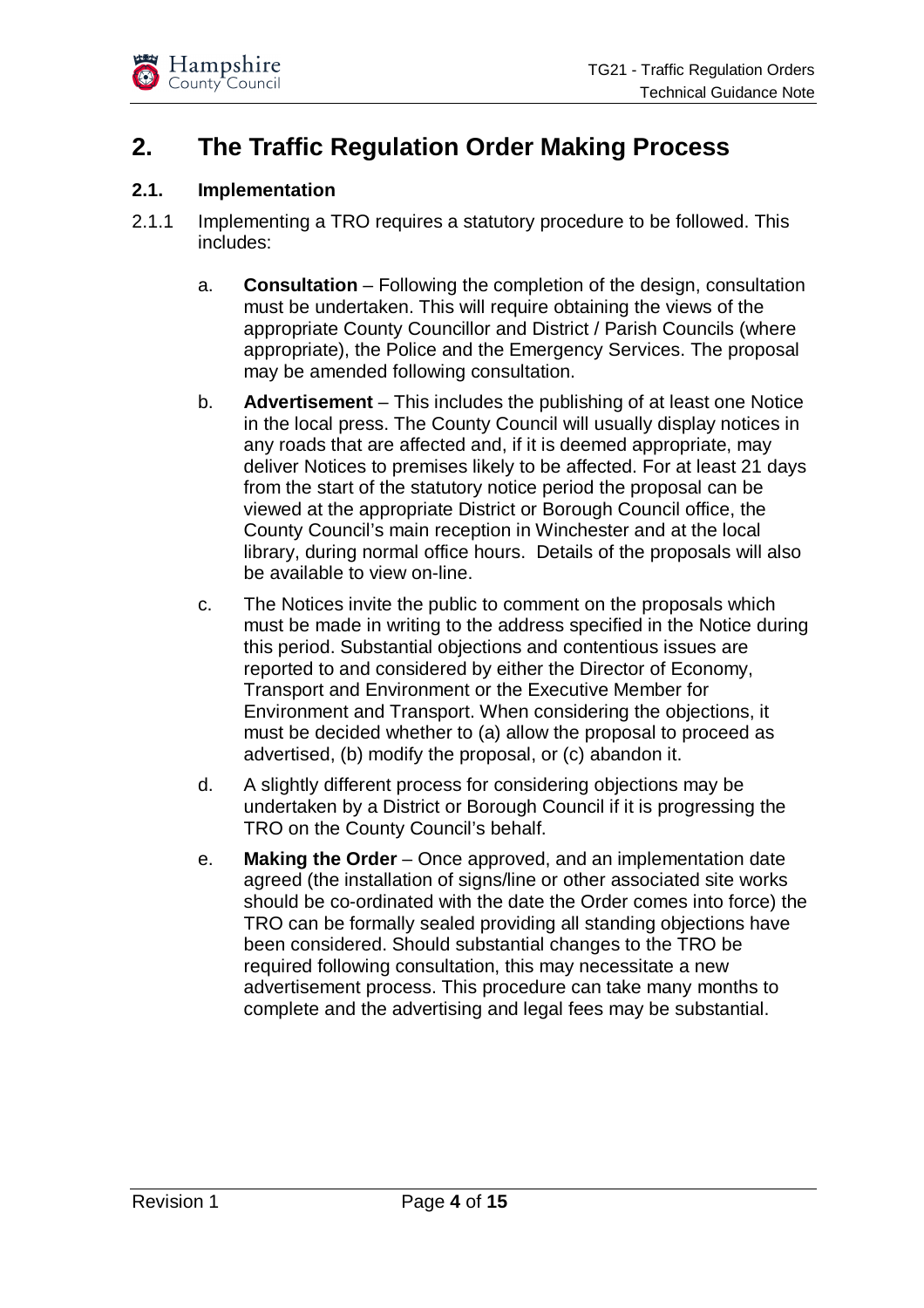# 2. The Traffic Regulation Order Making Process

## 2.1. Implementation

2.1.1 Implementing a TRO requires a statutory procedure to be followed. This includes:

a. **Consultation** – Following the completion of the design, consultation must be undertaken. This will require obtaining the views of the appropriate County Councillor and District / Parish Councils (where appropriate), the Police and the Emergency Services. The proposal may be amended following consultation.

b. **Advertisement** – This includes the publishing of at least one Notice in the local press. The County Council will usually display notices in any roads that are affected and, if it is deemed appropriate, may deliver Notices to premises likely to be affected. For at least 21 days from the start of the statutory notice period the proposal can be viewed at the appropriate District or Borough Council office, the County Council's main reception in Winchester and at the local library, during normal office hours. Details of the proposals will also be available to view on-line.

c. The Notices invite the public to comment on the proposals which must be made in writing to the address specified in the Notice during this period. Substantial objections and contentious issues are reported to and considered by either the Director of Economy, Transport and Environment or the Executive Member for Environment and Transport. When considering the objections, it must be decided whether to (a) allow the proposal to proceed as advertised, (b) modify the proposal, or (c) abandon it.

d. A slightly different process for considering objections may be undertaken by a District or Borough Council if it is progressing the TRO on the County Council's behalf.

e. **Making the Order** – Once approved, and an implementation date agreed (the installation of signs/line or other associated site works should be co-ordinated with the date the Order comes into force) the TRO can be formally sealed providing all standing objections have been considered. Should substantial changes to the TRO be required following consultation, this may necessitate a new advertisement process. This procedure can take many months to complete and the advertising and legal fees may be substantial.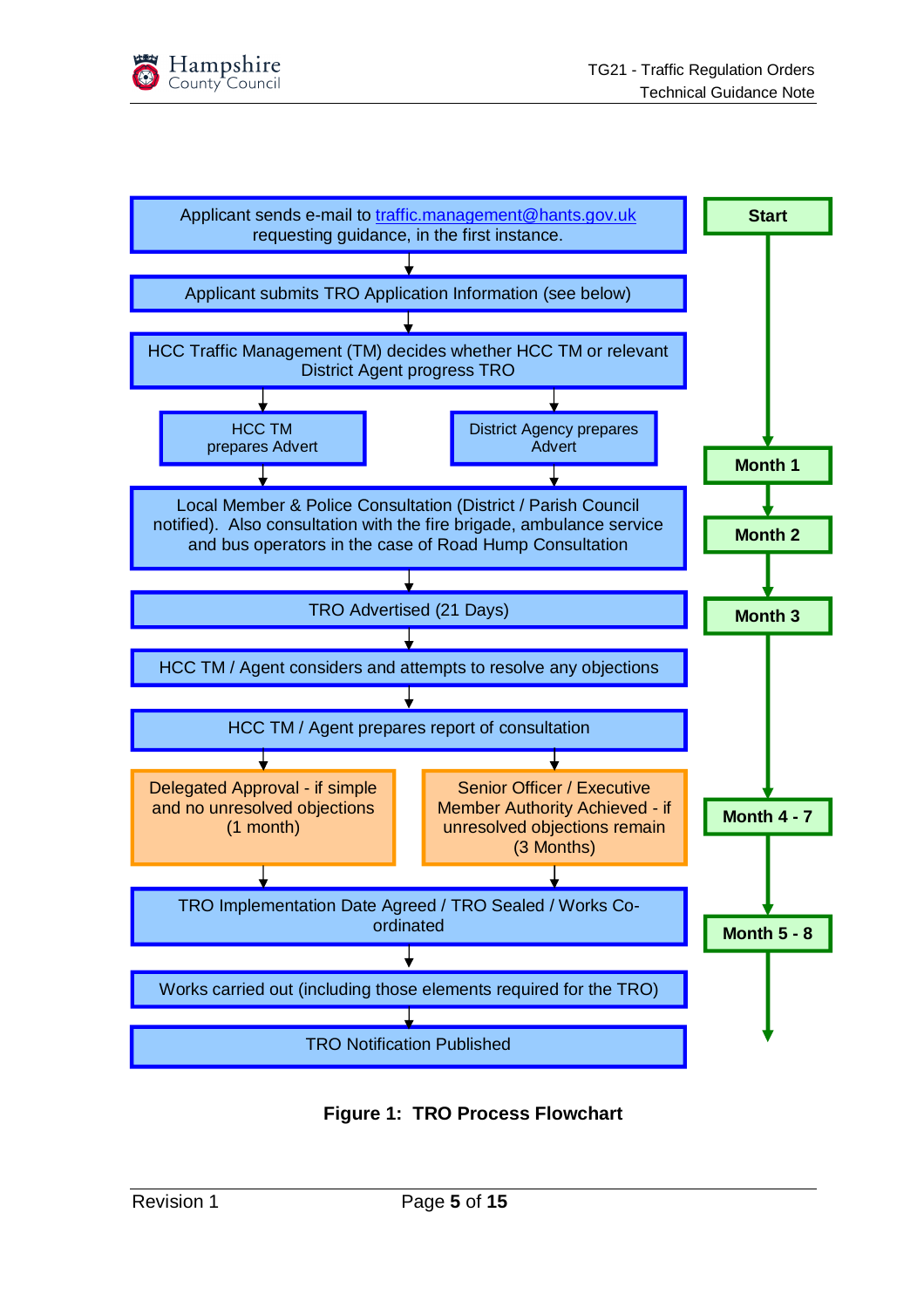Applicant sends e-mail to traffic.management@hants.gov.uk requesting guidance, in the first instance.

Applicant submits TRO Application Information (see below)

HCC Traffic Management (TM) decides whether HCC TM or relevant District Agent progress TRO

HCC TM prepares Advert

District Agency prepares Advert

Local Member & Police Consultation (District / Parish Council notified). Also consultation with the fire brigade, ambulance service and bus operators in the case of Road Hump Consultation

TRO Advertised (21 Days)

HCC TM / Agent considers and attempts to resolve any objections

HCC TM / Agent prepares report of consultation

Delegated Approval - if simple and no unresolved objections (1 month)

Senior Officer / Executive Member Authority Achieved - if unresolved objections remain (3 Months)

TRO Implementation Date Agreed / TRO Sealed / Works Co-ordinated

Works carried out (including those elements required for the TRO)

TRO Notification Published

Start

Month 1

Month 2

Month 3

Month 4 - 7

Month 5 - 8

**Figure 1: TRO Process Flowchart**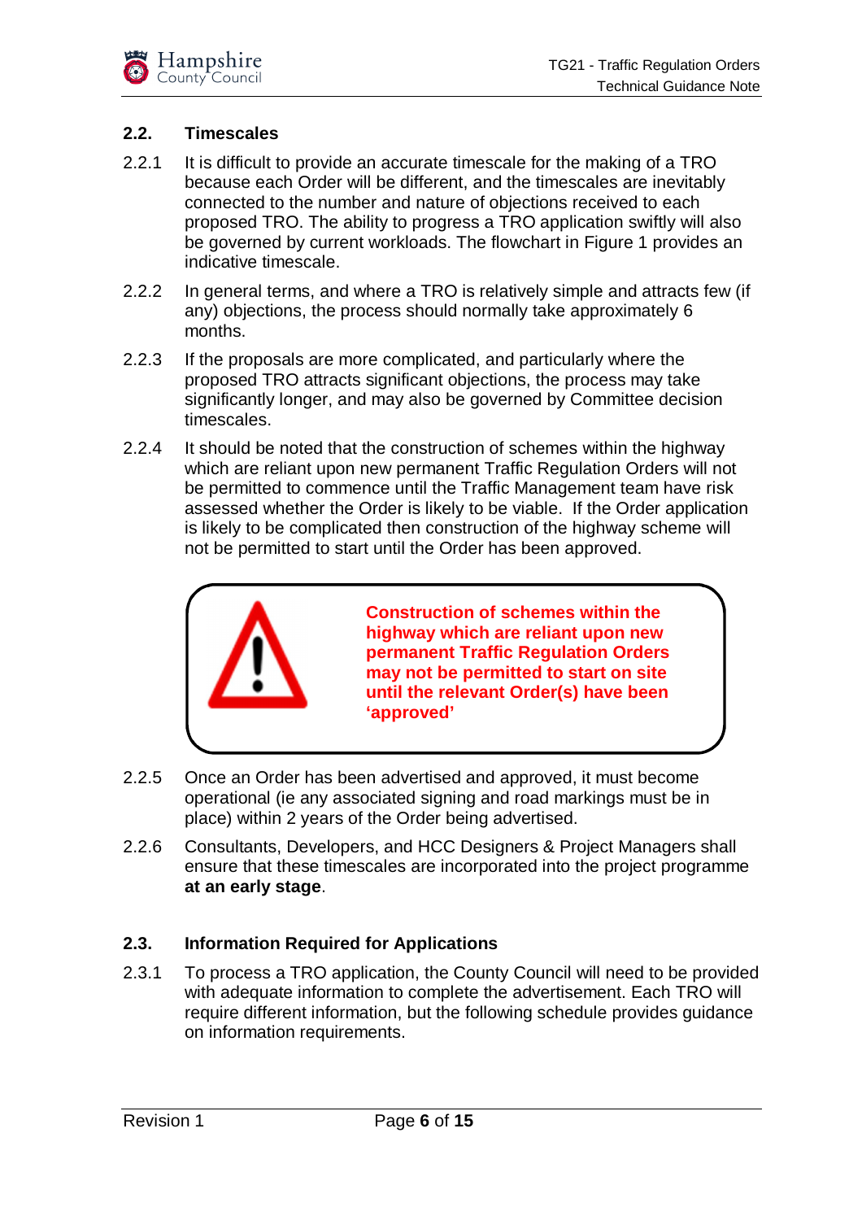## 2.2. Timescales

2.2.1 It is difficult to provide an accurate timescale for the making of a TRO because each Order will be different, and the timescales are inevitably connected to the number and nature of objections received to each proposed TRO. The ability to progress a TRO application swiftly will also be governed by current workloads. The flowchart in Figure 1 provides an indicative timescale.

2.2.2 In general terms, and where a TRO is relatively simple and attracts few (if any) objections, the process should normally take approximately 6 months.

2.2.3 If the proposals are more complicated, and particularly where the proposed TRO attracts significant objections, the process may take significantly longer, and may also be governed by Committee decision timescales.

2.2.4 It should be noted that the construction of schemes within the highway which are reliant upon new permanent Traffic Regulation Orders will not be permitted to commence until the Traffic Management team have risk assessed whether the Order is likely to be viable. If the Order application is likely to be complicated then construction of the highway scheme will not be permitted to start until the Order has been approved.

**Construction of schemes within the highway which are reliant upon new permanent Traffic Regulation Orders may not be permitted to start on site until the relevant Order(s) have been 'approved'**

2.2.5 Once an Order has been advertised and approved, it must become operational (ie any associated signing and road markings must be in place) within 2 years of the Order being advertised.

2.2.6 Consultants, Developers, and HCC Designers & Project Managers shall ensure that these timescales are incorporated into the project programme **at an early stage**.

## 2.3. Information Required for Applications

2.3.1 To process a TRO application, the County Council will need to be provided with adequate information to complete the advertisement. Each TRO will require different information, but the following schedule provides guidance on information requirements.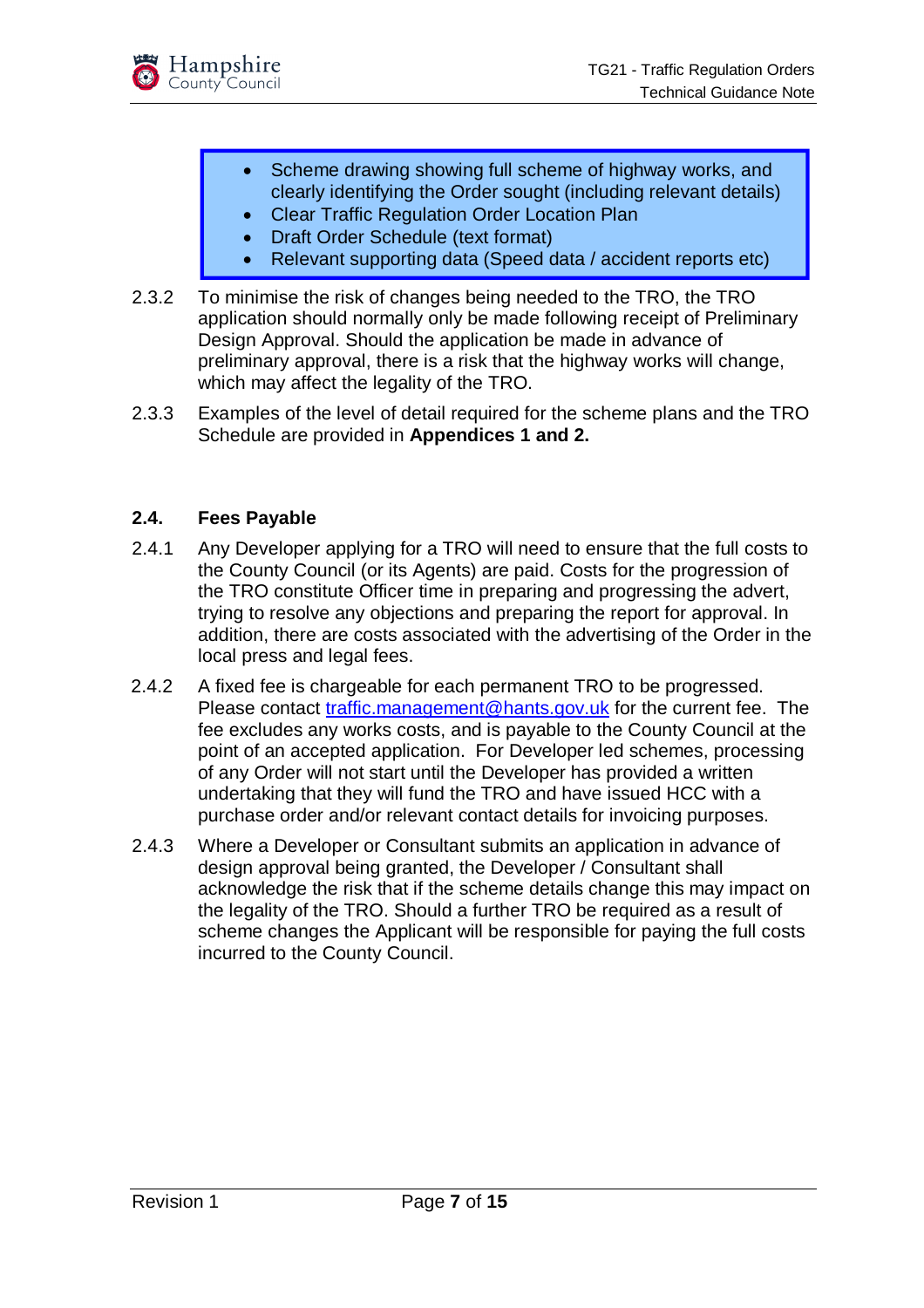- Scheme drawing showing full scheme of highway works, and clearly identifying the Order sought (including relevant details)
- Clear Traffic Regulation Order Location Plan
- Draft Order Schedule (text format)
- Relevant supporting data (Speed data / accident reports etc)

2.3.2 To minimise the risk of changes being needed to the TRO, the TRO application should normally only be made following receipt of Preliminary Design Approval. Should the application be made in advance of preliminary approval, there is a risk that the highway works will change, which may affect the legality of the TRO.

2.3.3 Examples of the level of detail required for the scheme plans and the TRO Schedule are provided in **Appendices 1 and 2.**

## 2.4. Fees Payable

2.4.1 Any Developer applying for a TRO will need to ensure that the full costs to the County Council (or its Agents) are paid. Costs for the progression of the TRO constitute Officer time in preparing and progressing the advert, trying to resolve any objections and preparing the report for approval. In addition, there are costs associated with the advertising of the Order in the local press and legal fees.

2.4.2 A fixed fee is chargeable for each permanent TRO to be progressed. Please contact traffic.management@hants.gov.uk for the current fee. The fee excludes any works costs, and is payable to the County Council at the point of an accepted application. For Developer led schemes, processing of any Order will not start until the Developer has provided a written undertaking that they will fund the TRO and have issued HCC with a purchase order and/or relevant contact details for invoicing purposes.

2.4.3 Where a Developer or Consultant submits an application in advance of design approval being granted, the Developer / Consultant shall acknowledge the risk that if the scheme details change this may impact on the legality of the TRO. Should a further TRO be required as a result of scheme changes the Applicant will be responsible for paying the full costs incurred to the County Council.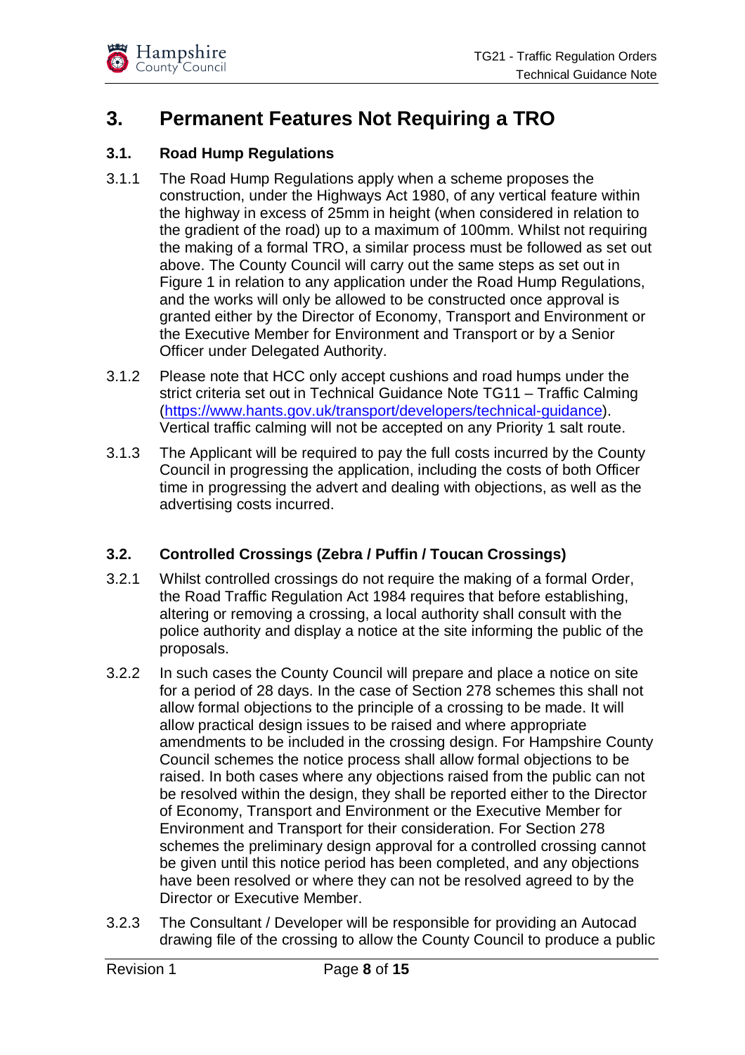# 3. Permanent Features Not Requiring a TRO

## 3.1. Road Hump Regulations

3.1.1 The Road Hump Regulations apply when a scheme proposes the construction, under the Highways Act 1980, of any vertical feature within the highway in excess of 25mm in height (when considered in relation to the gradient of the road) up to a maximum of 100mm. Whilst not requiring the making of a formal TRO, a similar process must be followed as set out above. The County Council will carry out the same steps as set out in Figure 1 in relation to any application under the Road Hump Regulations, and the works will only be allowed to be constructed once approval is granted either by the Director of Economy, Transport and Environment or the Executive Member for Environment and Transport or by a Senior Officer under Delegated Authority.

3.1.2 Please note that HCC only accept cushions and road humps under the strict criteria set out in Technical Guidance Note TG11 – Traffic Calming (https://www.hants.gov.uk/transport/developers/technical-guidance). Vertical traffic calming will not be accepted on any Priority 1 salt route.

3.1.3 The Applicant will be required to pay the full costs incurred by the County Council in progressing the application, including the costs of both Officer time in progressing the advert and dealing with objections, as well as the advertising costs incurred.

## 3.2. Controlled Crossings (Zebra / Puffin / Toucan Crossings)

3.2.1 Whilst controlled crossings do not require the making of a formal Order, the Road Traffic Regulation Act 1984 requires that before establishing, altering or removing a crossing, a local authority shall consult with the police authority and display a notice at the site informing the public of the proposals.

3.2.2 In such cases the County Council will prepare and place a notice on site for a period of 28 days. In the case of Section 278 schemes this shall not allow formal objections to the principle of a crossing to be made. It will allow practical design issues to be raised and where appropriate amendments to be included in the crossing design. For Hampshire County Council schemes the notice process shall allow formal objections to be raised. In both cases where any objections raised from the public can not be resolved within the design, they shall be reported either to the Director of Economy, Transport and Environment or the Executive Member for Environment and Transport for their consideration. For Section 278 schemes the preliminary design approval for a controlled crossing cannot be given until this notice period has been completed, and any objections have been resolved or where they can not be resolved agreed to by the Director or Executive Member.

3.2.3 The Consultant / Developer will be responsible for providing an Autocad drawing file of the crossing to allow the County Council to produce a public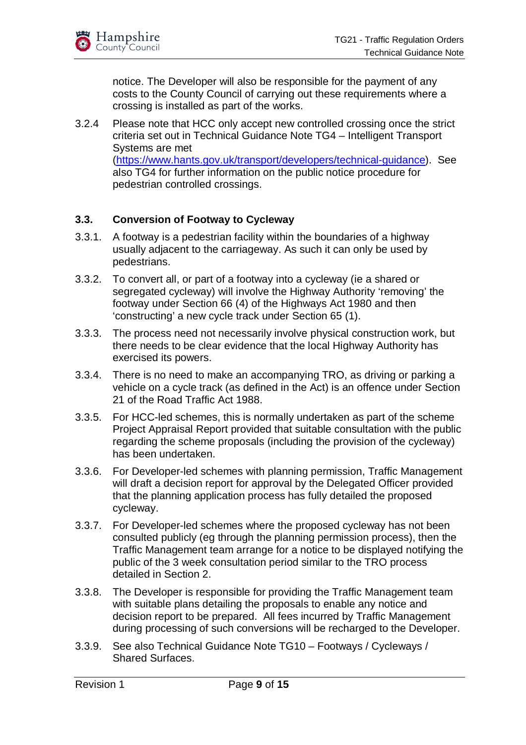notice. The Developer will also be responsible for the payment of any costs to the County Council of carrying out these requirements where a crossing is installed as part of the works.

3.2.4 Please note that HCC only accept new controlled crossing once the strict criteria set out in Technical Guidance Note TG4 – Intelligent Transport Systems are met (https://www.hants.gov.uk/transport/developers/technical-guidance). See also TG4 for further information on the public notice procedure for pedestrian controlled crossings.

### 3.3. Conversion of Footway to Cycleway

3.3.1. A footway is a pedestrian facility within the boundaries of a highway usually adjacent to the carriageway. As such it can only be used by pedestrians.

3.3.2. To convert all, or part of a footway into a cycleway (ie a shared or segregated cycleway) will involve the Highway Authority 'removing' the footway under Section 66 (4) of the Highways Act 1980 and then 'constructing' a new cycle track under Section 65 (1).

3.3.3. The process need not necessarily involve physical construction work, but there needs to be clear evidence that the local Highway Authority has exercised its powers.

3.3.4. There is no need to make an accompanying TRO, as driving or parking a vehicle on a cycle track (as defined in the Act) is an offence under Section 21 of the Road Traffic Act 1988.

3.3.5. For HCC-led schemes, this is normally undertaken as part of the scheme Project Appraisal Report provided that suitable consultation with the public regarding the scheme proposals (including the provision of the cycleway) has been undertaken.

3.3.6. For Developer-led schemes with planning permission, Traffic Management will draft a decision report for approval by the Delegated Officer provided that the planning application process has fully detailed the proposed cycleway.

3.3.7. For Developer-led schemes where the proposed cycleway has not been consulted publicly (eg through the planning permission process), then the Traffic Management team arrange for a notice to be displayed notifying the public of the 3 week consultation period similar to the TRO process detailed in Section 2.

3.3.8. The Developer is responsible for providing the Traffic Management team with suitable plans detailing the proposals to enable any notice and decision report to be prepared. All fees incurred by Traffic Management during processing of such conversions will be recharged to the Developer.

3.3.9. See also Technical Guidance Note TG10 – Footways / Cycleways / Shared Surfaces.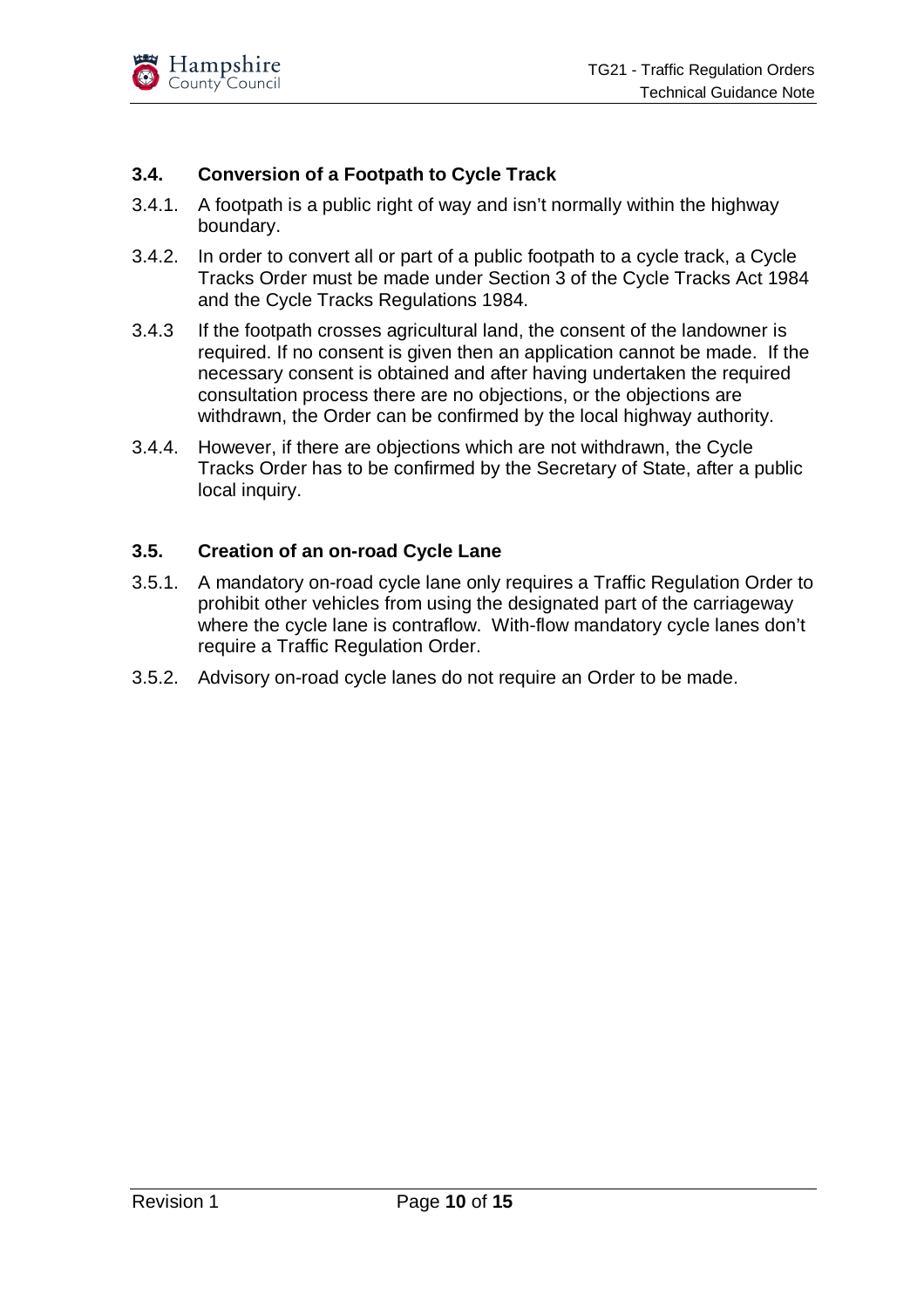### 3.4. Conversion of a Footpath to Cycle Track

3.4.1. A footpath is a public right of way and isn't normally within the highway boundary.

3.4.2. In order to convert all or part of a public footpath to a cycle track, a Cycle Tracks Order must be made under Section 3 of the Cycle Tracks Act 1984 and the Cycle Tracks Regulations 1984.

3.4.3 If the footpath crosses agricultural land, the consent of the landowner is required. If no consent is given then an application cannot be made. If the necessary consent is obtained and after having undertaken the required consultation process there are no objections, or the objections are withdrawn, the Order can be confirmed by the local highway authority.

3.4.4. However, if there are objections which are not withdrawn, the Cycle Tracks Order has to be confirmed by the Secretary of State, after a public local inquiry.

### 3.5. Creation of an on-road Cycle Lane

3.5.1. A mandatory on-road cycle lane only requires a Traffic Regulation Order to prohibit other vehicles from using the designated part of the carriageway where the cycle lane is contraflow. With-flow mandatory cycle lanes don't require a Traffic Regulation Order.

3.5.2. Advisory on-road cycle lanes do not require an Order to be made.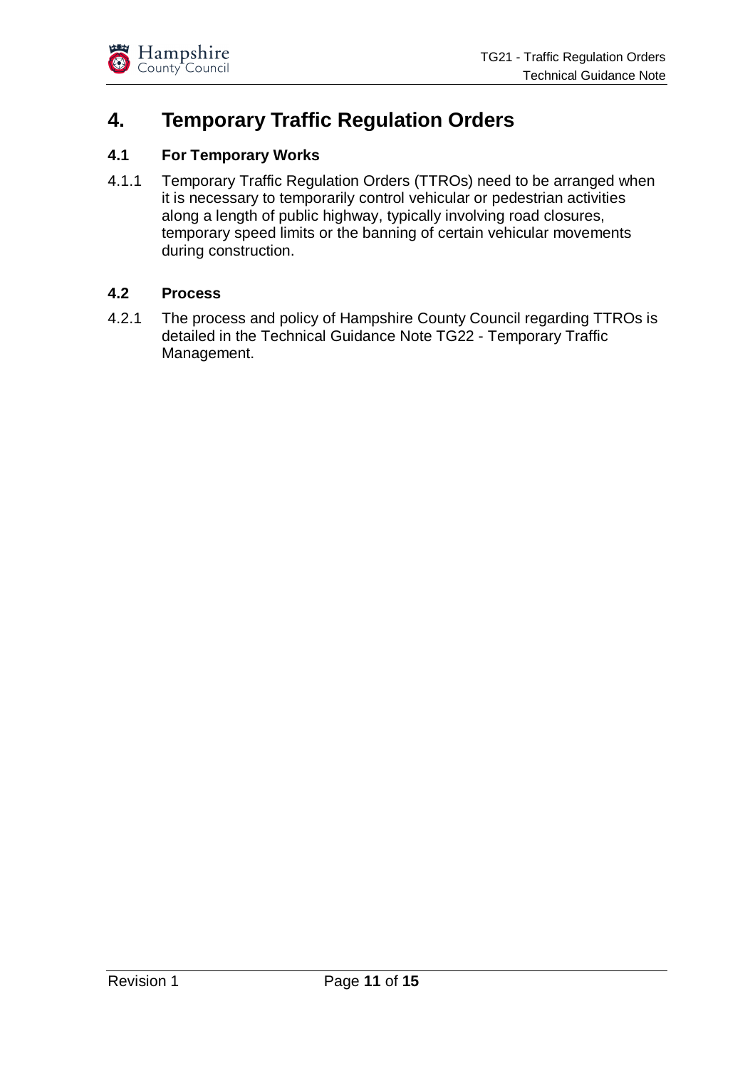# 4. Temporary Traffic Regulation Orders

## 4.1 For Temporary Works

4.1.1 Temporary Traffic Regulation Orders (TTROs) need to be arranged when it is necessary to temporarily control vehicular or pedestrian activities along a length of public highway, typically involving road closures, temporary speed limits or the banning of certain vehicular movements during construction.

## 4.2 Process

4.2.1 The process and policy of Hampshire County Council regarding TTROs is detailed in the Technical Guidance Note TG22 - Temporary Traffic Management.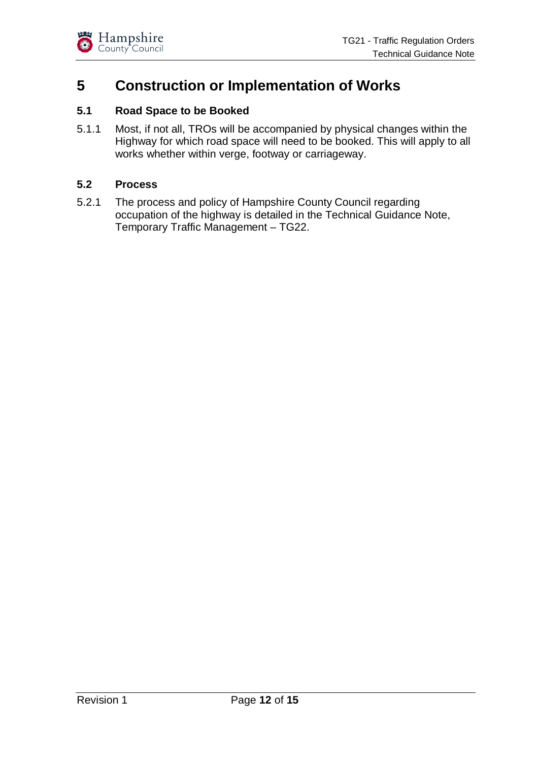# 5 Construction or Implementation of Works

## 5.1 Road Space to be Booked

5.1.1 Most, if not all, TROs will be accompanied by physical changes within the Highway for which road space will need to be booked. This will apply to all works whether within verge, footway or carriageway.

## 5.2 Process

5.2.1 The process and policy of Hampshire County Council regarding occupation of the highway is detailed in the Technical Guidance Note, Temporary Traffic Management – TG22.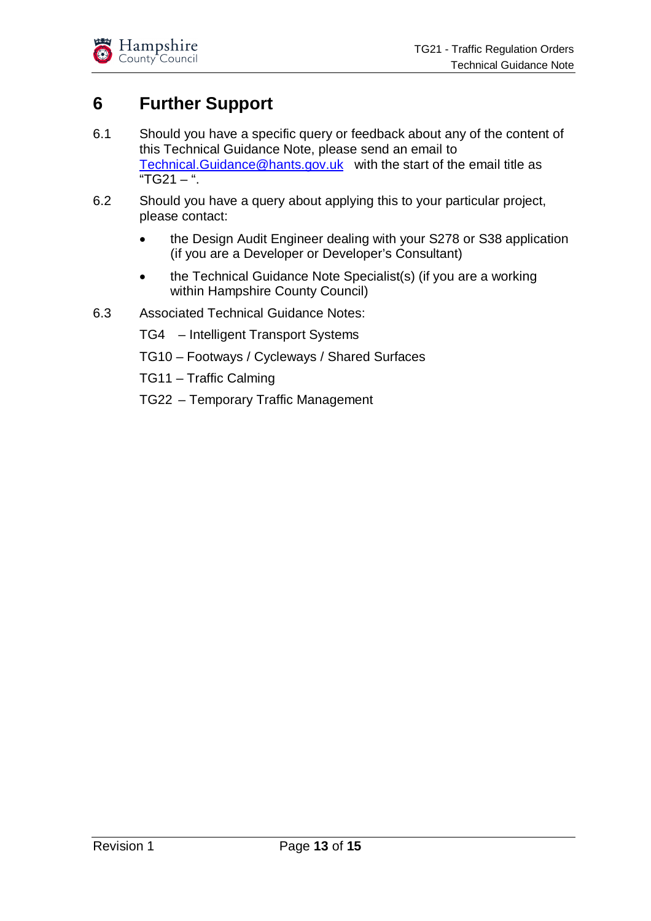# 6 Further Support

6.1 Should you have a specific query or feedback about any of the content of this Technical Guidance Note, please send an email to Technical.Guidance@hants.gov.uk with the start of the email title as "TG21 – ".

6.2 Should you have a query about applying this to your particular project, please contact:

- the Design Audit Engineer dealing with your S278 or S38 application (if you are a Developer or Developer's Consultant)
- the Technical Guidance Note Specialist(s) (if you are a working within Hampshire County Council)

6.3 Associated Technical Guidance Notes:

TG4 – Intelligent Transport Systems

TG10 – Footways / Cycleways / Shared Surfaces

TG11 – Traffic Calming

TG22 – Temporary Traffic Management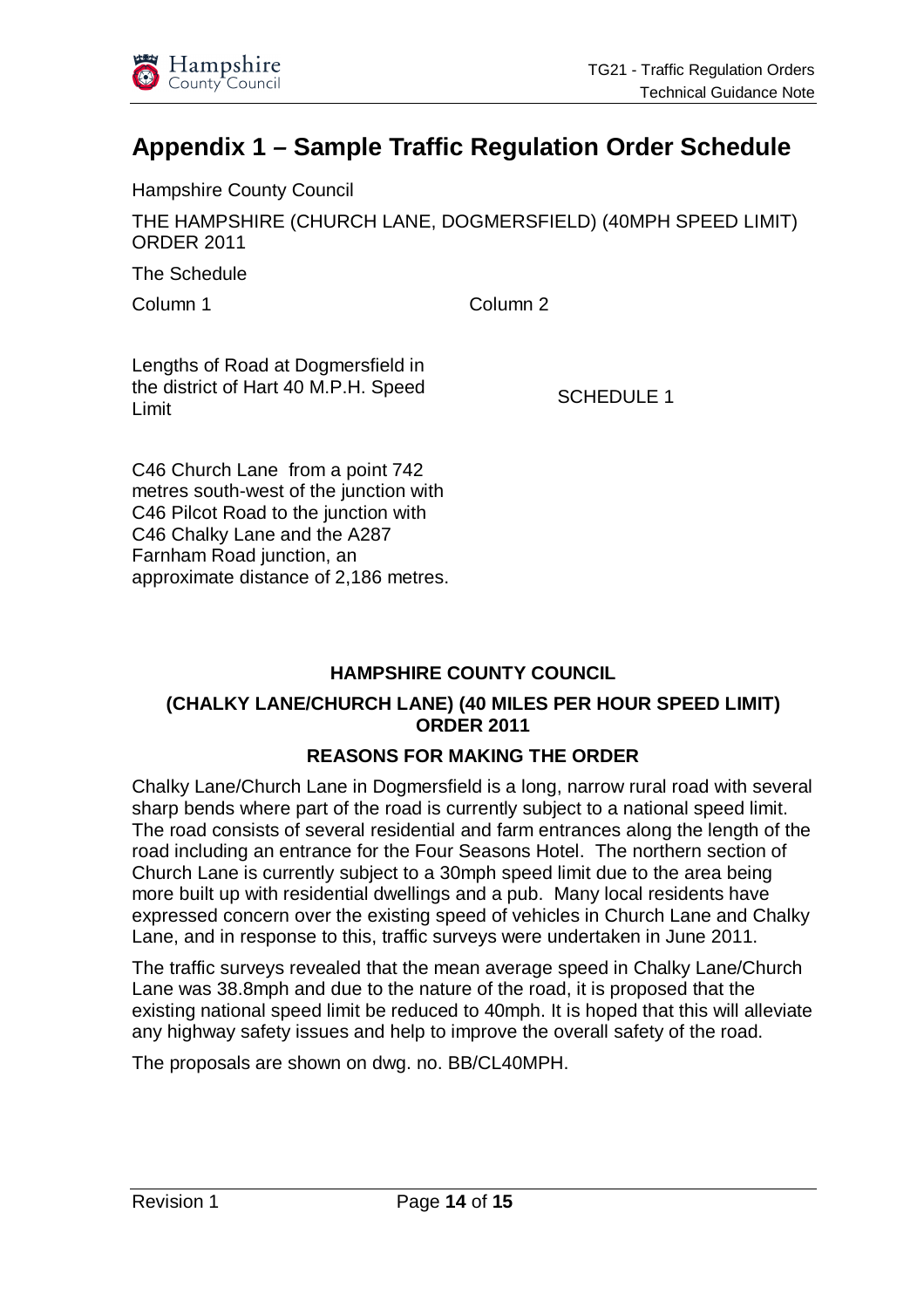# Appendix 1 – Sample Traffic Regulation Order Schedule

Hampshire County Council

THE HAMPSHIRE (CHURCH LANE, DOGMERSFIELD) (40MPH SPEED LIMIT) ORDER 2011

The Schedule

| Column 1 | Column 2 |
| --- | --- |
| Lengths of Road at Dogmersfield in the district of Hart 40 M.P.H. Speed Limit | SCHEDULE 1 |
| C46 Church Lane from a point 742 metres south-west of the junction with C46 Pilcot Road to the junction with C46 Chalky Lane and the A287 Farnham Road junction, an approximate distance of 2,186 metres. | |

**HAMPSHIRE COUNTY COUNCIL**

**(CHALKY LANE/CHURCH LANE) (40 MILES PER HOUR SPEED LIMIT) ORDER 2011**

**REASONS FOR MAKING THE ORDER**

Chalky Lane/Church Lane in Dogmersfield is a long, narrow rural road with several sharp bends where part of the road is currently subject to a national speed limit. The road consists of several residential and farm entrances along the length of the road including an entrance for the Four Seasons Hotel. The northern section of Church Lane is currently subject to a 30mph speed limit due to the area being more built up with residential dwellings and a pub. Many local residents have expressed concern over the existing speed of vehicles in Church Lane and Chalky Lane, and in response to this, traffic surveys were undertaken in June 2011.

The traffic surveys revealed that the mean average speed in Chalky Lane/Church Lane was 38.8mph and due to the nature of the road, it is proposed that the existing national speed limit be reduced to 40mph. It is hoped that this will alleviate any highway safety issues and help to improve the overall safety of the road.

The proposals are shown on dwg. no. BB/CL40MPH.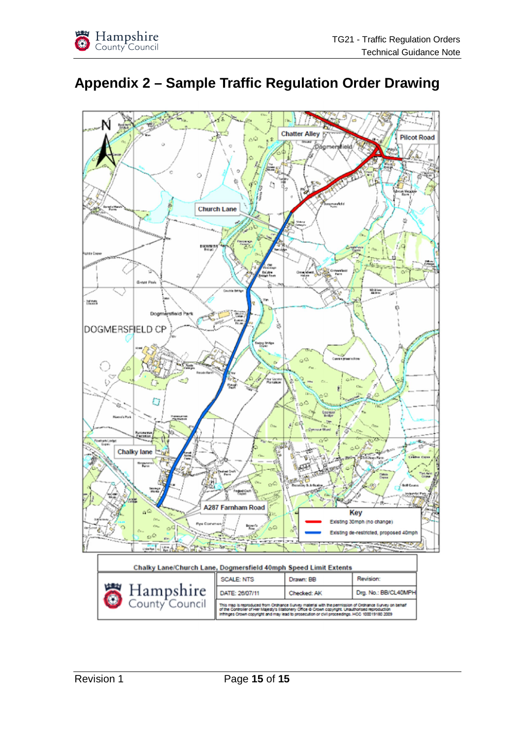## Appendix 2 – Sample Traffic Regulation Order Drawing

N

Chatter Alley

Pilcot Road

Dogmersfield

Church Lane

DOGMERSFIELD CP

Dogmersfield Park

Chalky lane

A287 Farnham Road

Key

Existing 30mph (no change)

Existing de-restricted, proposed 40mph

Chalky Lane/Church Lane, Dogmersfield 40mph Speed Limit Extents

| Hampshire County Council | SCALE: NTS | Drawn: BB | Revision: |
|---|---|---|---|
| | DATE: 26/07/11 | Checked: AK | Drg. No.: BB/CL40MPH |

This map is reproduced from Ordnance Survey material with the permission of Ordnance Survey on behalf of the Controller of Her Majesty's Stationery Office © Crown copyright. Unauthorised reproduction infringes Crown copyright and may lead to prosecution or civil proceedings. HCC 100019180 2009